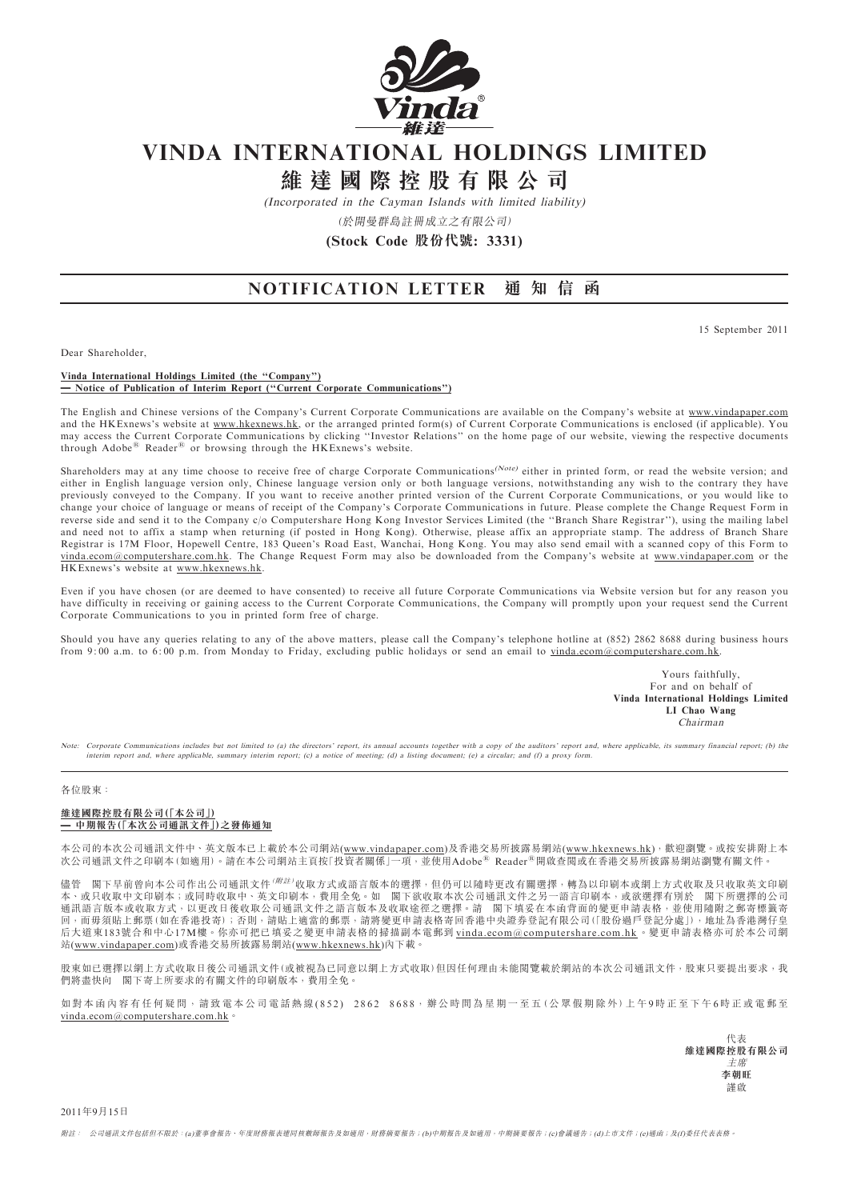# VINDA INTERNATIONAL HOLDINGS LIMITED

# 維達國際控股有限公司

*(Incorporated in the Cayman Islands with limited liability)*

*(於開曼群島註冊成立之有限公司)*

**(Stock Code 股份代號: 3331)**

## NOTIFICATION LETTER 通知信函

15 September 2011

Dear Shareholder,

**Vinda International Holdings Limited (the "Company")**
**— Notice of Publication of Interim Report ("Current Corporate Communications")**

The English and Chinese versions of the Company's Current Corporate Communications are available on the Company's website at www.vindapaper.com and the HKExnews's website at www.hkexnews.hk, or the arranged printed form(s) of Current Corporate Communications is enclosed (if applicable). You may access the Current Corporate Communications by clicking "Investor Relations" on the home page of our website, viewing the respective documents through Adobe® Reader® or browsing through the HKExnews's website.

Shareholders may at any time choose to receive free of charge Corporate Communications*(Note)* either in printed form, or read the website version; and either in English language version only, Chinese language version only or both language versions, notwithstanding any wish to the contrary they have previously conveyed to the Company. If you want to receive another printed version of the Current Corporate Communications, or you would like to change your choice of language or means of receipt of the Company's Corporate Communications in future. Please complete the Change Request Form in reverse side and send it to the Company c/o Computershare Hong Kong Investor Services Limited (the "Branch Share Registrar"), using the mailing label and need not to affix a stamp when returning (if posted in Hong Kong). Otherwise, please affix an appropriate stamp. The address of Branch Share Registrar is 17M Floor, Hopewell Centre, 183 Queen's Road East, Wanchai, Hong Kong. You may also send email with a scanned copy of this Form to vinda.ecom@computershare.com.hk. The Change Request Form may also be downloaded from the Company's website at www.vindapaper.com or the HKExnews's website at www.hkexnews.hk.

Even if you have chosen (or are deemed to have consented) to receive all future Corporate Communications via Website version but for any reason you have difficulty in receiving or gaining access to the Current Corporate Communications, the Company will promptly upon your request send the Current Corporate Communications to you in printed form free of charge.

Should you have any queries relating to any of the above matters, please call the Company's telephone hotline at (852) 2862 8688 during business hours from 9:00 a.m. to 6:00 p.m. from Monday to Friday, excluding public holidays or send an email to vinda.ecom@computershare.com.hk.

Yours faithfully,
For and on behalf of
**Vinda International Holdings Limited**
**LI Chao Wang**
*Chairman*

*Note: Corporate Communications includes but not limited to (a) the directors' report, its annual accounts together with a copy of the auditors' report and, where applicable, its summary financial report; (b) the interim report and, where applicable, summary interim report; (c) a notice of meeting; (d) a listing document; (e) a circular; and (f) a proxy form.*

---

各位股東：

**維達國際控股有限公司(「本公司」)**
**— 中期報告(「本次公司通訊文件」)之發佈通知**

本公司的本次公司通訊文件中、英文版本已上載於本公司網站(www.vindapaper.com)及香港交易所披露易網站(www.hkexnews.hk)，歡迎瀏覽。或按安排附上本次公司通訊文件之印刷本(如適用)。請在本公司網站主頁按「投資者關係」一項，並使用Adobe® Reader®開啟查閱或在香港交易所披露易網站瀏覽有關文件。

儘管　閣下早前曾向本公司作出公司通訊文件*(附註)*收取方式或語言版本的選擇，但仍可以隨時更改有關選擇，轉為以印刷本或網上方式收取及只收取英文印刷本、或只收取中文印刷本；或同時收取中、英文印刷本，費用全免。如　閣下欲收取本次公司通訊文件之另一語言印刷本，或欲選擇有別於　閣下所選擇的公司通訊語言版本或收取方式，以更改日後收取公司通訊文件之語言版本及收取途徑之選擇。請　閣下填妥在本函背面的變更申請表格，並使用隨附之郵寄標籤寄回，而毋須貼上郵票(如在香港投寄)；否則，請貼上適當的郵票，請將變更申請表格寄回香港中央證券登記有限公司(「股份過戶登記分處」)，地址為香港灣仔皇后大道東183號合和中心17M樓。你亦可把已填妥之變更申請表格的掃描副本電郵到vinda.ecom@computershare.com.hk。變更申請表格亦可於本公司網站(www.vindapaper.com)或香港交易所披露易網站(www.hkexnews.hk)內下載。

股東如已選擇以網上方式收取日後公司通訊文件(或被視為已同意以網上方式收取)但因任何理由未能閱覽載於網站的本次公司通訊文件，股東只要提出要求，我們將盡快向　閣下寄上所要求的有關文件的印刷版本，費用全免。

如對本函內容有任何疑問，請致電本公司電話熱線(852) 2862 8688，辦公時間為星期一至五(公眾假期除外)上午9時正至下午6時正或電郵至vinda.ecom@computershare.com.hk。

代表
**維達國際控股有限公司**
*主席*
**李朝旺**
謹啟

2011年9月15日

*附註：公司通訊文件包括但不限於：(a)董事會報告、年度財務報表連同核數師報告及如適用，財務摘要報告；(b)中期報告及如適用，中期摘要報告；(c)會議通告；(d)上市文件；(e)通函；及(f)委任代表表格。*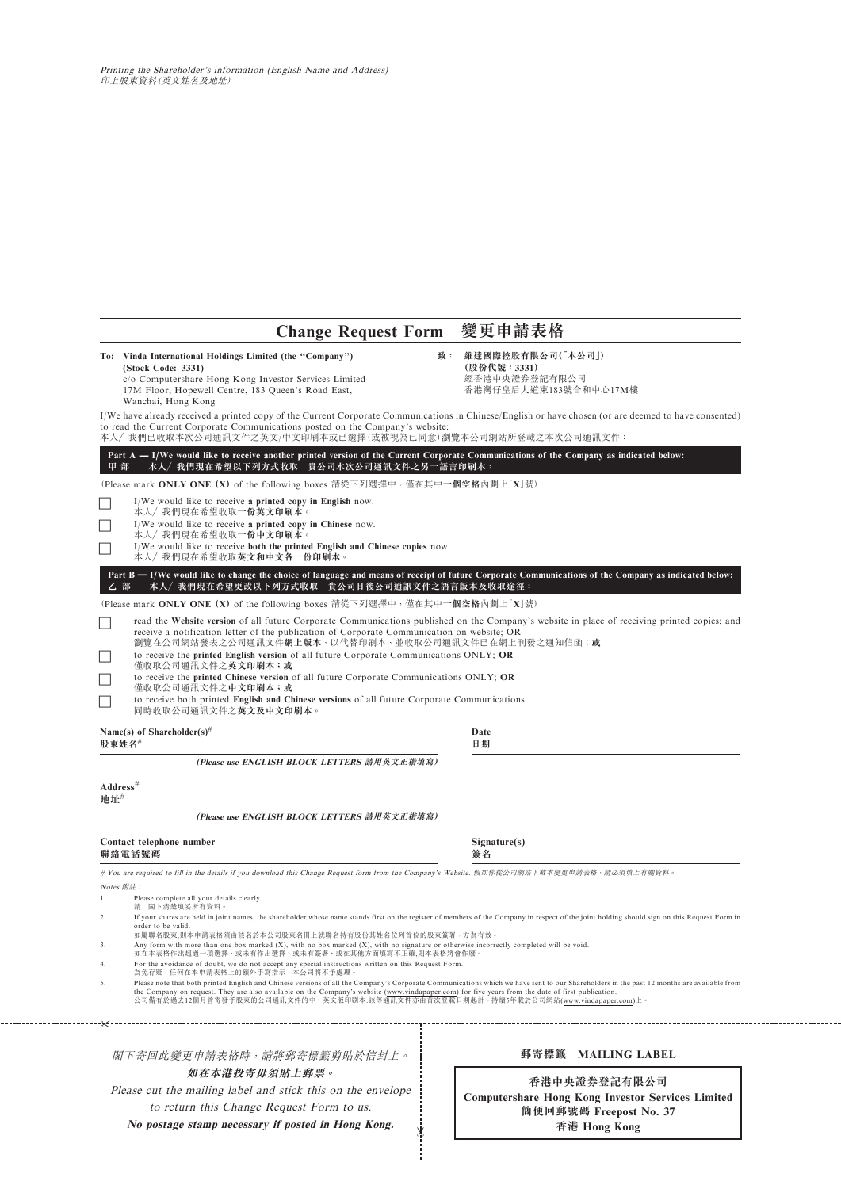*Printing the Shareholder's information (English Name and Address)*
*印上股東資料(英文姓名及地址)*

# Change Request Form 變更申請表格

**To: Vinda International Holdings Limited (the "Company")**
**(Stock Code: 3331)**
c/o Computershare Hong Kong Investor Services Limited
17M Floor, Hopewell Centre, 183 Queen's Road East,
Wanchai, Hong Kong

**致： 維達國際控股有限公司(「本公司」)**
**(股份代號：3331)**
經香港中央證券登記有限公司
香港灣仔皇后大道東183號合和中心17M樓

I/We have already received a printed copy of the Current Corporate Communications in Chinese/English or have chosen (or are deemed to have consented) to read the Current Corporate Communications posted on the Company's website:
本人/我們已收取本次公司通訊文件之英文/中文印刷本或已選擇(或被視為已同意)瀏覽本公司網站所登載之本次公司通訊文件：

**Part A — I/We would like to receive another printed version of the Current Corporate Communications of the Company as indicated below:**
**甲部 本人/我們現在希望以下列方式收取 貴公司本次公司通訊文件之另一語言印刷本：**

(Please mark **ONLY ONE (X)** of the following boxes 請從下列選擇中，僅在其中一**個空格**內劃上「**X**」號)

- ☐ I/We would like to receive **a printed copy in English** now.
  本人/我們現在希望收取一**份英文印刷本**。
- ☐ I/We would like to receive **a printed copy in Chinese** now.
  本人/我們現在希望收取一**份中文印刷本**。
- ☐ I/We would like to receive **both the printed English and Chinese copies** now.
  本人/我們現在希望收取**英文和中文各一份印刷本**。

**Part B — I/We would like to change the choice of language and means of receipt of future Corporate Communications of the Company as indicated below:**
**乙部 本人/我們現在希望更改以下列方式收取 貴公司日後公司通訊文件之語言版本及收取途徑：**

(Please mark **ONLY ONE (X)** of the following boxes 請從下列選擇中，僅在其中一**個空格**內劃上「**X**」號)

- ☐ read the **Website version** of all future Corporate Communications published on the Company's website in place of receiving printed copies; and receive a notification letter of the publication of Corporate Communication on website; OR
  瀏覽在公司網站發表之公司通訊文件**網上版本**，以代替印刷本，並收取公司通訊文件已在網上刊發之通知信函；**或**
- ☐ to receive the **printed English version** of all future Corporate Communications ONLY; **OR**
  僅收取公司通訊文件之**英文印刷本；或**
- ☐ to receive the **printed Chinese version** of all future Corporate Communications ONLY; **OR**
  僅收取公司通訊文件之**中文印刷本；或**
- ☐ to receive both printed **English and Chinese versions** of all future Corporate Communications.
  同時收取公司通訊文件之**英文及中文印刷本**。

**Name(s) of Shareholder(s)#**
**股東姓名#**
*(Please use ENGLISH BLOCK LETTERS 請用英文正楷填寫)*

**Date**
**日期**

**Address#**
**地址#**
*(Please use ENGLISH BLOCK LETTERS 請用英文正楷填寫)*

**Contact telephone number**
**聯絡電話號碼**

**Signature(s)**
**簽名**

*# You are required to fill in the details if you download this Change Request form from the Company's Website. 假如你從公司網站下載本變更申請表格，請必須填上有關資料。*

*Notes 附註：*

1. Please complete all your details clearly.
   請 閣下清楚填妥所有資料。
2. If your shares are held in joint names, the shareholder whose name stands first on the register of members of the Company in respect of the joint holding should sign on this Request Form in order to be valid.
   如屬聯名股東,則本申請表格須由該名於本公司股東名冊上就聯名持有股份其姓名位列首位的股東簽署，方為有效。
3. Any form with more than one box marked (X), with no box marked (X), with no signature or otherwise incorrectly completed will be void.
   如在本表格作出超過一項選擇，或未有作出選擇，或未有簽署，或在其他方面填寫不正確,則本表格將會作廢。
4. For the avoidance of doubt, we do not accept any special instructions written on this Request Form.
   為免存疑，任何在本申請表格上的額外手寫指示，本公司將不予處理。
5. Please note that both printed English and Chinese versions of all the Company's Corporate Communications which we have sent to our Shareholders in the past 12 months are available from the Company on request. They are also available on the Company's website (www.vindapaper.com) for five years from the date of first publication.
   公司備有於過去12個月曾寄發予股東的公司通訊文件的中，英文版印刷本,該等通訊文件亦由首次登載日期起計，持續5年載於公司網站(www.vindapaper.com)上。

*閣下寄回此變更申請表格時，請將郵寄標籤剪貼於信封上。*
***如在本港投寄毋須貼上郵票。***
*Please cut the mailing label and stick this on the envelope to return this Change Request Form to us.*
***No postage stamp necessary if posted in Hong Kong.***

**郵寄標籤 MAILING LABEL**

**香港中央證券登記有限公司**
**Computershare Hong Kong Investor Services Limited**
**簡便回郵號碼 Freepost No. 37**
**香港 Hong Kong**